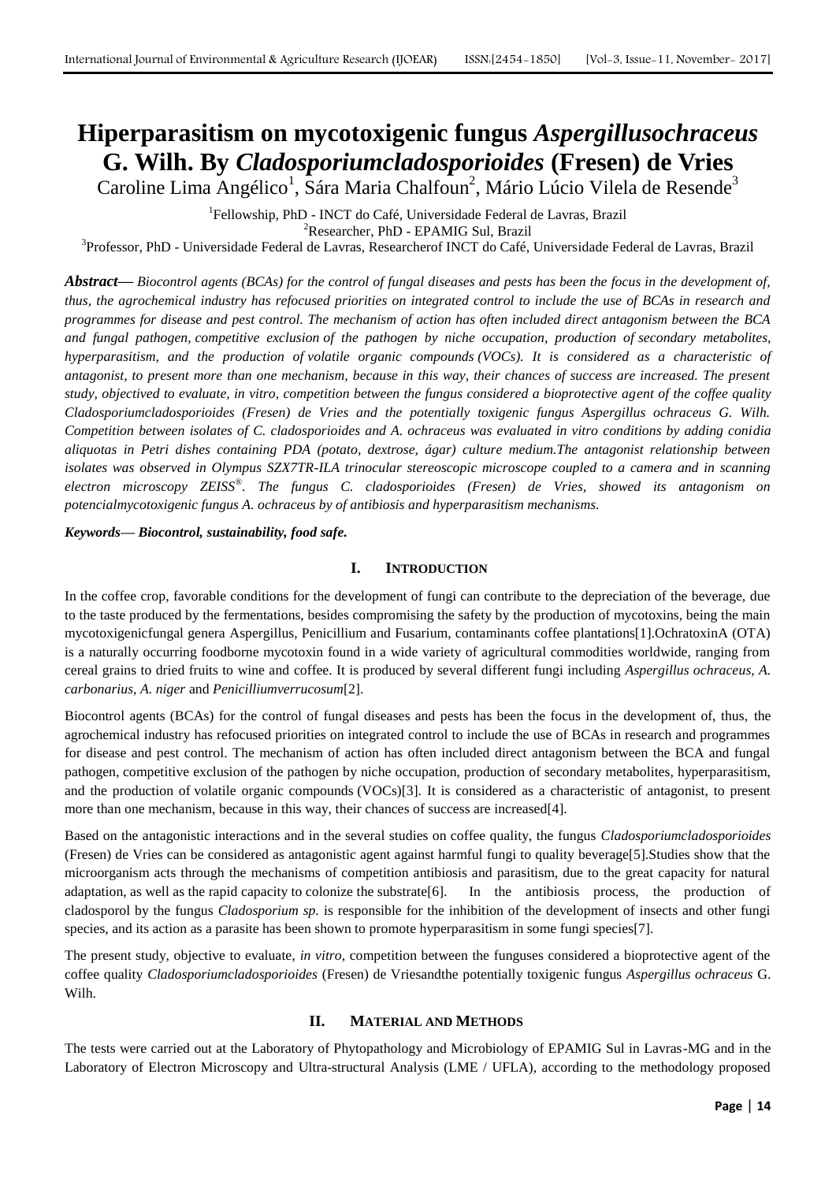# Hiperparasitism on mycotoxigenic fungus *Aspergillusochraceus* G. Wilh. By *Cladosporiumcladosporioides* (Fresen) de Vries

Caroline Lima Angélico[1], Sára Maria Chalfoun[2], Mário Lúcio Vilela de Resende[3]

[1]Fellowship, PhD - INCT do Café, Universidade Federal de Lavras, Brazil
[2]Researcher, PhD - EPAMIG Sul, Brazil
[3]Professor, PhD - Universidade Federal de Lavras, Researcherof INCT do Café, Universidade Federal de Lavras, Brazil

***Abstract***— ***Biocontrol agents (BCAs) for the control of fungal diseases and pests has been the focus in the development of, thus, the agrochemical industry has refocused priorities on integrated control to include the use of BCAs in research and programmes for disease and pest control. The mechanism of action has often included direct antagonism between the BCA and fungal pathogen, competitive exclusion of the pathogen by niche occupation, production of secondary metabolites, hyperparasitism, and the production of volatile organic compounds (VOCs). It is considered as a characteristic of antagonist, to present more than one mechanism, because in this way, their chances of success are increased. The present study, objectived to evaluate, in vitro, competition between the fungus considered a bioprotective agent of the coffee quality Cladosporiumcladosporioides (Fresen) de Vries and the potentially toxigenic fungus Aspergillus ochraceus G. Wilh. Competition between isolates of C. cladosporioides and A. ochraceus was evaluated in vitro conditions by adding conidia aliquotas in Petri dishes containing PDA (potato, dextrose, ágar) culture medium.The antagonist relationship between isolates was observed in Olympus SZX7TR-ILA trinocular stereoscopic microscope coupled to a camera and in scanning electron microscopy ZEISS®. The fungus C. cladosporioides (Fresen) de Vries, showed its antagonism on potencialmycotoxigenic fungus A. ochraceus by of antibiosis and hyperparasitism mechanisms.***

***Keywords— Biocontrol, sustainability, food safe.***

## I. INTRODUCTION

In the coffee crop, favorable conditions for the development of fungi can contribute to the depreciation of the beverage, due to the taste produced by the fermentations, besides compromising the safety by the production of mycotoxins, being the main mycotoxigenicfungal genera Aspergillus, Penicillium and Fusarium, contaminants coffee plantations[1].OchratoxinA (OTA) is a naturally occurring foodborne mycotoxin found in a wide variety of agricultural commodities worldwide, ranging from cereal grains to dried fruits to wine and coffee. It is produced by several different fungi including *Aspergillus ochraceus, A. carbonarius, A. niger* and *Penicilliumverrucosum*[2].

Biocontrol agents (BCAs) for the control of fungal diseases and pests has been the focus in the development of, thus, the agrochemical industry has refocused priorities on integrated control to include the use of BCAs in research and programmes for disease and pest control. The mechanism of action has often included direct antagonism between the BCA and fungal pathogen, competitive exclusion of the pathogen by niche occupation, production of secondary metabolites, hyperparasitism, and the production of volatile organic compounds (VOCs)[3]. It is considered as a characteristic of antagonist, to present more than one mechanism, because in this way, their chances of success are increased[4].

Based on the antagonistic interactions and in the several studies on coffee quality, the fungus *Cladosporiumcladosporioides* (Fresen) de Vries can be considered as antagonistic agent against harmful fungi to quality beverage[5].Studies show that the microorganism acts through the mechanisms of competition antibiosis and parasitism, due to the great capacity for natural adaptation, as well as the rapid capacity to colonize the substrate[6]. In the antibiosis process, the production of cladosporol by the fungus *Cladosporium sp.* is responsible for the inhibition of the development of insects and other fungi species, and its action as a parasite has been shown to promote hyperparasitism in some fungi species[7].

The present study, objective to evaluate, *in vitro*, competition between the funguses considered a bioprotective agent of the coffee quality *Cladosporiumcladosporioides* (Fresen) de Vriesandthe potentially toxigenic fungus *Aspergillus ochraceus* G. Wilh.

## II. MATERIAL AND METHODS

The tests were carried out at the Laboratory of Phytopathology and Microbiology of EPAMIG Sul in Lavras-MG and in the Laboratory of Electron Microscopy and Ultra-structural Analysis (LME / UFLA), according to the methodology proposed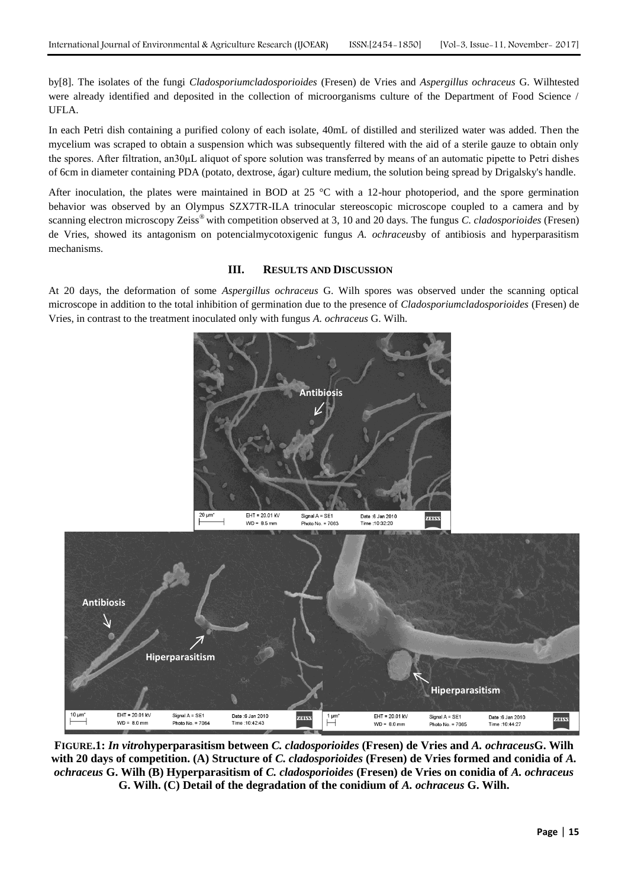by[8]. The isolates of the fungi *Cladosporiumcladosporioides* (Fresen) de Vries and *Aspergillus ochraceus* G. Wilhtested were already identified and deposited in the collection of microorganisms culture of the Department of Food Science / UFLA.

In each Petri dish containing a purified colony of each isolate, 40mL of distilled and sterilized water was added. Then the mycelium was scraped to obtain a suspension which was subsequently filtered with the aid of a sterile gauze to obtain only the spores. After filtration, an30μL aliquot of spore solution was transferred by means of an automatic pipette to Petri dishes of 6cm in diameter containing PDA (potato, dextrose, ágar) culture medium, the solution being spread by Drigalsky's handle.

After inoculation, the plates were maintained in BOD at 25 °C with a 12-hour photoperiod, and the spore germination behavior was observed by an Olympus SZX7TR-ILA trinocular stereoscopic microscope coupled to a camera and by scanning electron microscopy Zeiss® with competition observed at 3, 10 and 20 days. The fungus *C. cladosporioides* (Fresen) de Vries, showed its antagonism on potencialmycotoxigenic fungus *A. ochraceus*by of antibiosis and hyperparasitism mechanisms.

## III. RESULTS AND DISCUSSION

At 20 days, the deformation of some *Aspergillus ochraceus* G. Wilh spores was observed under the scanning optical microscope in addition to the total inhibition of germination due to the presence of *Cladosporiumcladosporioides* (Fresen) de Vries, in contrast to the treatment inoculated only with fungus *A. ochraceus* G. Wilh.

**FIGURE.1: *In vitro*hyperparasitism between *C. cladosporioides* (Fresen) de Vries and *A. ochraceus*G. Wilh with 20 days of competition. (A) Structure of *C. cladosporioides* (Fresen) de Vries formed and conidia of *A. ochraceus* G. Wilh (B) Hyperparasitism of *C. cladosporioides* (Fresen) de Vries on conidia of *A. ochraceus* G. Wilh. (C) Detail of the degradation of the conidium of *A. ochraceus* G. Wilh.**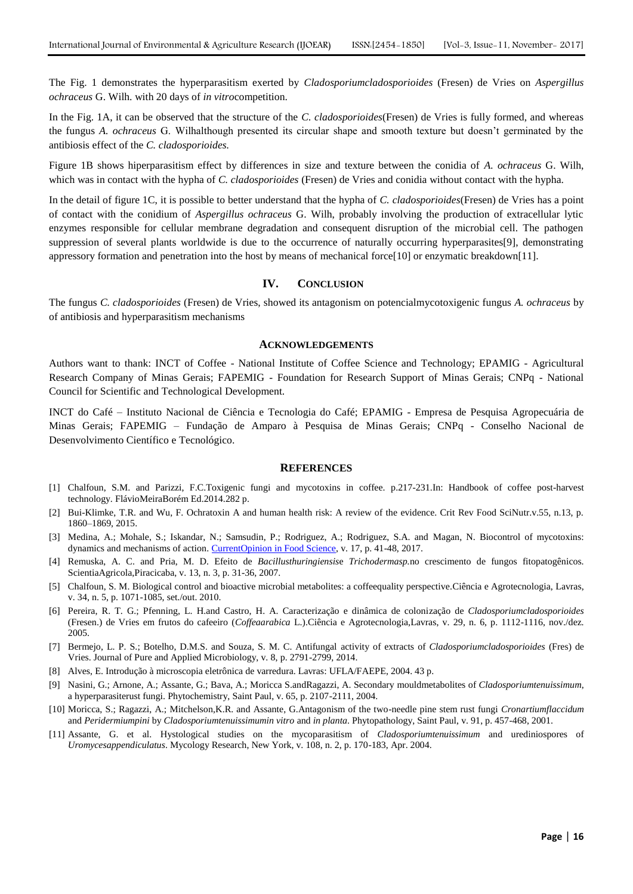The Fig. 1 demonstrates the hyperparasitism exerted by *Cladosporiumcladosporioides* (Fresen) de Vries on *Aspergillus ochraceus* G. Wilh. with 20 days of *in vitro*competition.

In the Fig. 1A, it can be observed that the structure of the *C. cladosporioides*(Fresen) de Vries is fully formed, and whereas the fungus *A. ochraceus* G. Wilhalthough presented its circular shape and smooth texture but doesn't germinated by the antibiosis effect of the *C. cladosporioides.*

Figure 1B shows hiperparasitism effect by differences in size and texture between the conidia of *A. ochraceus* G. Wilh, which was in contact with the hypha of *C. cladosporioides* (Fresen) de Vries and conidia without contact with the hypha.

In the detail of figure 1C, it is possible to better understand that the hypha of *C. cladosporioides*(Fresen) de Vries has a point of contact with the conidium of *Aspergillus ochraceus* G. Wilh, probably involving the production of extracellular lytic enzymes responsible for cellular membrane degradation and consequent disruption of the microbial cell. The pathogen suppression of several plants worldwide is due to the occurrence of naturally occurring hyperparasites[9], demonstrating appressory formation and penetration into the host by means of mechanical force[10] or enzymatic breakdown[11].

## IV. CONCLUSION

The fungus *C. cladosporioides* (Fresen) de Vries, showed its antagonism on potencialmycotoxigenic fungus *A. ochraceus* by of antibiosis and hyperparasitism mechanisms

## ACKNOWLEDGEMENTS

Authors want to thank: INCT of Coffee - National Institute of Coffee Science and Technology; EPAMIG - Agricultural Research Company of Minas Gerais; FAPEMIG - Foundation for Research Support of Minas Gerais; CNPq - National Council for Scientific and Technological Development.

INCT do Café – Instituto Nacional de Ciência e Tecnologia do Café; EPAMIG - Empresa de Pesquisa Agropecuária de Minas Gerais; FAPEMIG – Fundação de Amparo à Pesquisa de Minas Gerais; CNPq - Conselho Nacional de Desenvolvimento Científico e Tecnológico.

## REFERENCES

[1] Chalfoun, S.M. and Parizzi, F.C.Toxigenic fungi and mycotoxins in coffee. p.217-231.In: Handbook of coffee post-harvest technology. FlávioMeiraBorém Ed.2014.282 p.

[2] Bui-Klimke, T.R. and Wu, F. Ochratoxin A and human health risk: A review of the evidence. Crit Rev Food SciNutr.v.55, n.13, p. 1860–1869, 2015.

[3] Medina, A.; Mohale, S.; Iskandar, N.; Samsudin, P.; Rodriguez, A.; Rodriguez, S.A. and Magan, N. Biocontrol of mycotoxins: dynamics and mechanisms of action. CurrentOpinion in Food Science, v. 17, p. 41-48, 2017.

[4] Remuska, A. C. and Pria, M. D. Efeito de *Bacillusthuringiensis*e *Trichodermasp.*no crescimento de fungos fitopatogênicos. ScientiaAgricola,Piracicaba, v. 13, n. 3, p. 31-36, 2007.

[5] Chalfoun, S. M. Biological control and bioactive microbial metabolites: a coffeequality perspective.Ciência e Agrotecnologia, Lavras, v. 34, n. 5, p. 1071-1085, set./out. 2010.

[6] Pereira, R. T. G.; Pfenning, L. H.and Castro, H. A. Caracterização e dinâmica de colonização de *Cladosporiumcladosporioides* (Fresen.) de Vries em frutos do cafeeiro (*Coffeaarabica* L.).Ciência e Agrotecnologia,Lavras, v. 29, n. 6, p. 1112-1116, nov./dez. 2005.

[7] Bermejo, L. P. S.; Botelho, D.M.S. and Souza, S. M. C. Antifungal activity of extracts of *Cladosporiumcladosporioides* (Fres) de Vries. Journal of Pure and Applied Microbiology, v. 8, p. 2791-2799, 2014.

[8] Alves, E. Introdução à microscopia eletrônica de varredura. Lavras: UFLA/FAEPE, 2004. 43 p.

[9] Nasini, G.; Arnone, A.; Assante, G.; Bava, A.; Moricca S.andRagazzi, A. Secondary mouldmetabolites of *Cladosporiumtenuissimum*, a hyperparasiterust fungi. Phytochemistry, Saint Paul, v. 65, p. 2107-2111, 2004.

[10] Moricca, S.; Ragazzi, A.; Mitchelson,K.R. and Assante, G.Antagonism of the two-needle pine stem rust fungi *Cronartiumflaccidum* and *Peridermiumpini* by *Cladosporiumtenuissimumin vitro* and *in planta*. Phytopathology, Saint Paul, v. 91, p. 457-468, 2001.

[11] Assante, G. et al. Hystological studies on the mycoparasitism of *Cladosporiumtenuissimum* and urediniospores of *Uromycesappendiculatus*. Mycology Research, New York, v. 108, n. 2, p. 170-183, Apr. 2004.